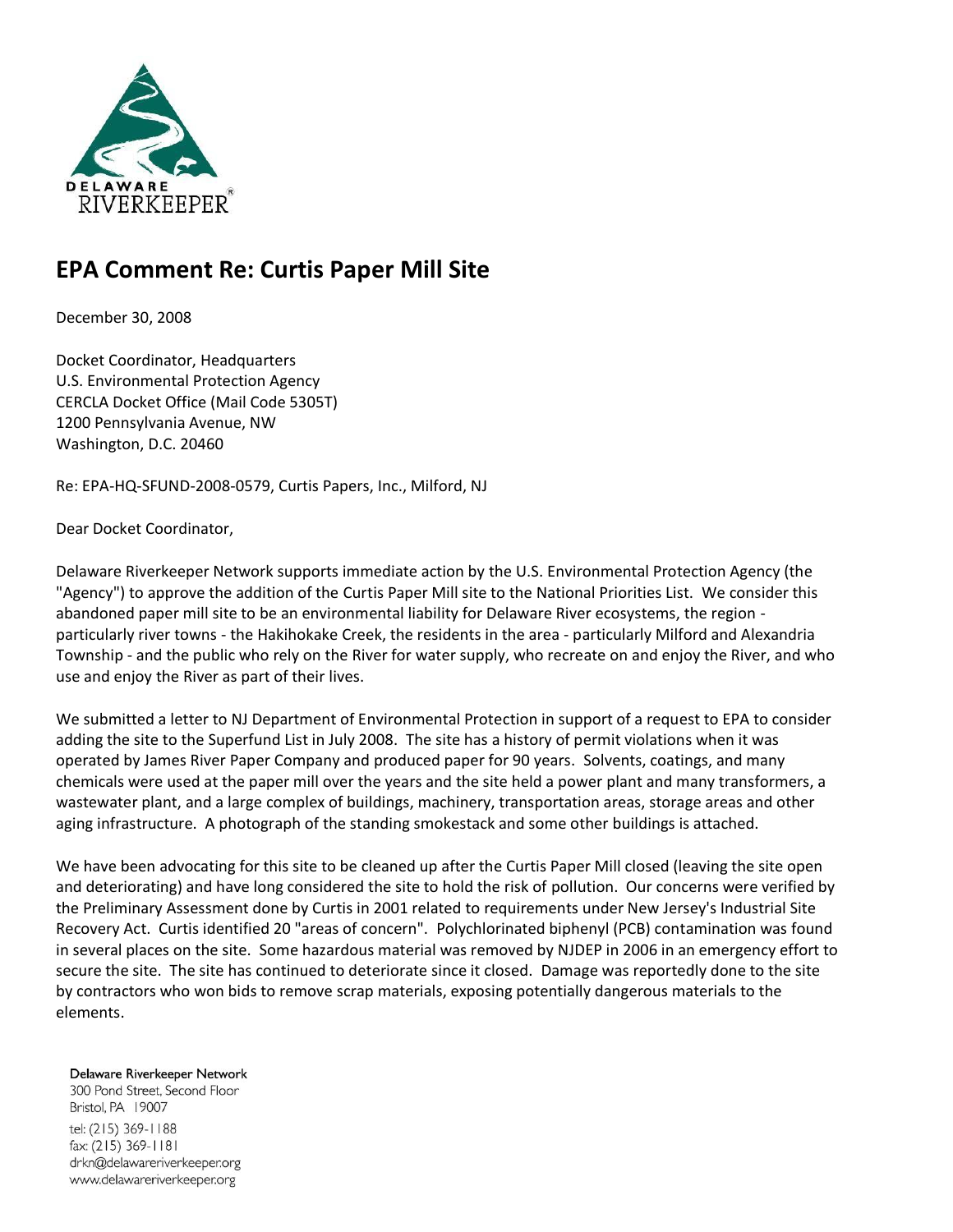DELAWARE
RIVERKEEPER®

# EPA Comment Re: Curtis Paper Mill Site

December 30, 2008

Docket Coordinator, Headquarters
U.S. Environmental Protection Agency
CERCLA Docket Office (Mail Code 5305T)
1200 Pennsylvania Avenue, NW
Washington, D.C. 20460

Re: EPA-HQ-SFUND-2008-0579, Curtis Papers, Inc., Milford, NJ

Dear Docket Coordinator,

Delaware Riverkeeper Network supports immediate action by the U.S. Environmental Protection Agency (the "Agency") to approve the addition of the Curtis Paper Mill site to the National Priorities List. We consider this abandoned paper mill site to be an environmental liability for Delaware River ecosystems, the region - particularly river towns - the Hakihokake Creek, the residents in the area - particularly Milford and Alexandria Township - and the public who rely on the River for water supply, who recreate on and enjoy the River, and who use and enjoy the River as part of their lives.

We submitted a letter to NJ Department of Environmental Protection in support of a request to EPA to consider adding the site to the Superfund List in July 2008. The site has a history of permit violations when it was operated by James River Paper Company and produced paper for 90 years. Solvents, coatings, and many chemicals were used at the paper mill over the years and the site held a power plant and many transformers, a wastewater plant, and a large complex of buildings, machinery, transportation areas, storage areas and other aging infrastructure. A photograph of the standing smokestack and some other buildings is attached.

We have been advocating for this site to be cleaned up after the Curtis Paper Mill closed (leaving the site open and deteriorating) and have long considered the site to hold the risk of pollution. Our concerns were verified by the Preliminary Assessment done by Curtis in 2001 related to requirements under New Jersey's Industrial Site Recovery Act. Curtis identified 20 "areas of concern". Polychlorinated biphenyl (PCB) contamination was found in several places on the site. Some hazardous material was removed by NJDEP in 2006 in an emergency effort to secure the site. The site has continued to deteriorate since it closed. Damage was reportedly done to the site by contractors who won bids to remove scrap materials, exposing potentially dangerous materials to the elements.

Delaware Riverkeeper Network
300 Pond Street, Second Floor
Bristol, PA 19007
tel: (215) 369-1188
fax: (215) 369-1181
drkn@delawareriverkeeper.org
www.delawareriverkeeper.org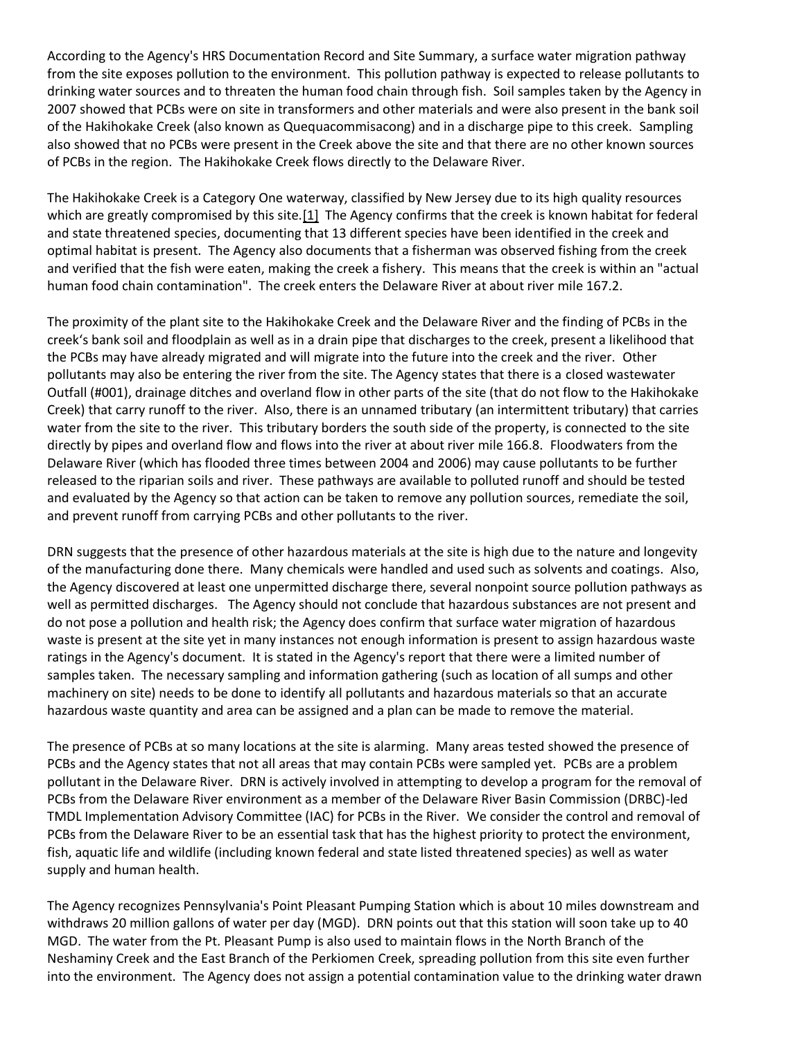According to the Agency's HRS Documentation Record and Site Summary, a surface water migration pathway from the site exposes pollution to the environment. This pollution pathway is expected to release pollutants to drinking water sources and to threaten the human food chain through fish. Soil samples taken by the Agency in 2007 showed that PCBs were on site in transformers and other materials and were also present in the bank soil of the Hakihokake Creek (also known as Quequacommisacong) and in a discharge pipe to this creek. Sampling also showed that no PCBs were present in the Creek above the site and that there are no other known sources of PCBs in the region. The Hakihokake Creek flows directly to the Delaware River.

The Hakihokake Creek is a Category One waterway, classified by New Jersey due to its high quality resources which are greatly compromised by this site.[1] The Agency confirms that the creek is known habitat for federal and state threatened species, documenting that 13 different species have been identified in the creek and optimal habitat is present. The Agency also documents that a fisherman was observed fishing from the creek and verified that the fish were eaten, making the creek a fishery. This means that the creek is within an "actual human food chain contamination". The creek enters the Delaware River at about river mile 167.2.

The proximity of the plant site to the Hakihokake Creek and the Delaware River and the finding of PCBs in the creek's bank soil and floodplain as well as in a drain pipe that discharges to the creek, present a likelihood that the PCBs may have already migrated and will migrate into the future into the creek and the river. Other pollutants may also be entering the river from the site. The Agency states that there is a closed wastewater Outfall (#001), drainage ditches and overland flow in other parts of the site (that do not flow to the Hakihokake Creek) that carry runoff to the river. Also, there is an unnamed tributary (an intermittent tributary) that carries water from the site to the river. This tributary borders the south side of the property, is connected to the site directly by pipes and overland flow and flows into the river at about river mile 166.8. Floodwaters from the Delaware River (which has flooded three times between 2004 and 2006) may cause pollutants to be further released to the riparian soils and river. These pathways are available to polluted runoff and should be tested and evaluated by the Agency so that action can be taken to remove any pollution sources, remediate the soil, and prevent runoff from carrying PCBs and other pollutants to the river.

DRN suggests that the presence of other hazardous materials at the site is high due to the nature and longevity of the manufacturing done there. Many chemicals were handled and used such as solvents and coatings. Also, the Agency discovered at least one unpermitted discharge there, several nonpoint source pollution pathways as well as permitted discharges. The Agency should not conclude that hazardous substances are not present and do not pose a pollution and health risk; the Agency does confirm that surface water migration of hazardous waste is present at the site yet in many instances not enough information is present to assign hazardous waste ratings in the Agency's document. It is stated in the Agency's report that there were a limited number of samples taken. The necessary sampling and information gathering (such as location of all sumps and other machinery on site) needs to be done to identify all pollutants and hazardous materials so that an accurate hazardous waste quantity and area can be assigned and a plan can be made to remove the material.

The presence of PCBs at so many locations at the site is alarming. Many areas tested showed the presence of PCBs and the Agency states that not all areas that may contain PCBs were sampled yet. PCBs are a problem pollutant in the Delaware River. DRN is actively involved in attempting to develop a program for the removal of PCBs from the Delaware River environment as a member of the Delaware River Basin Commission (DRBC)-led TMDL Implementation Advisory Committee (IAC) for PCBs in the River. We consider the control and removal of PCBs from the Delaware River to be an essential task that has the highest priority to protect the environment, fish, aquatic life and wildlife (including known federal and state listed threatened species) as well as water supply and human health.

The Agency recognizes Pennsylvania's Point Pleasant Pumping Station which is about 10 miles downstream and withdraws 20 million gallons of water per day (MGD). DRN points out that this station will soon take up to 40 MGD. The water from the Pt. Pleasant Pump is also used to maintain flows in the North Branch of the Neshaminy Creek and the East Branch of the Perkiomen Creek, spreading pollution from this site even further into the environment. The Agency does not assign a potential contamination value to the drinking water drawn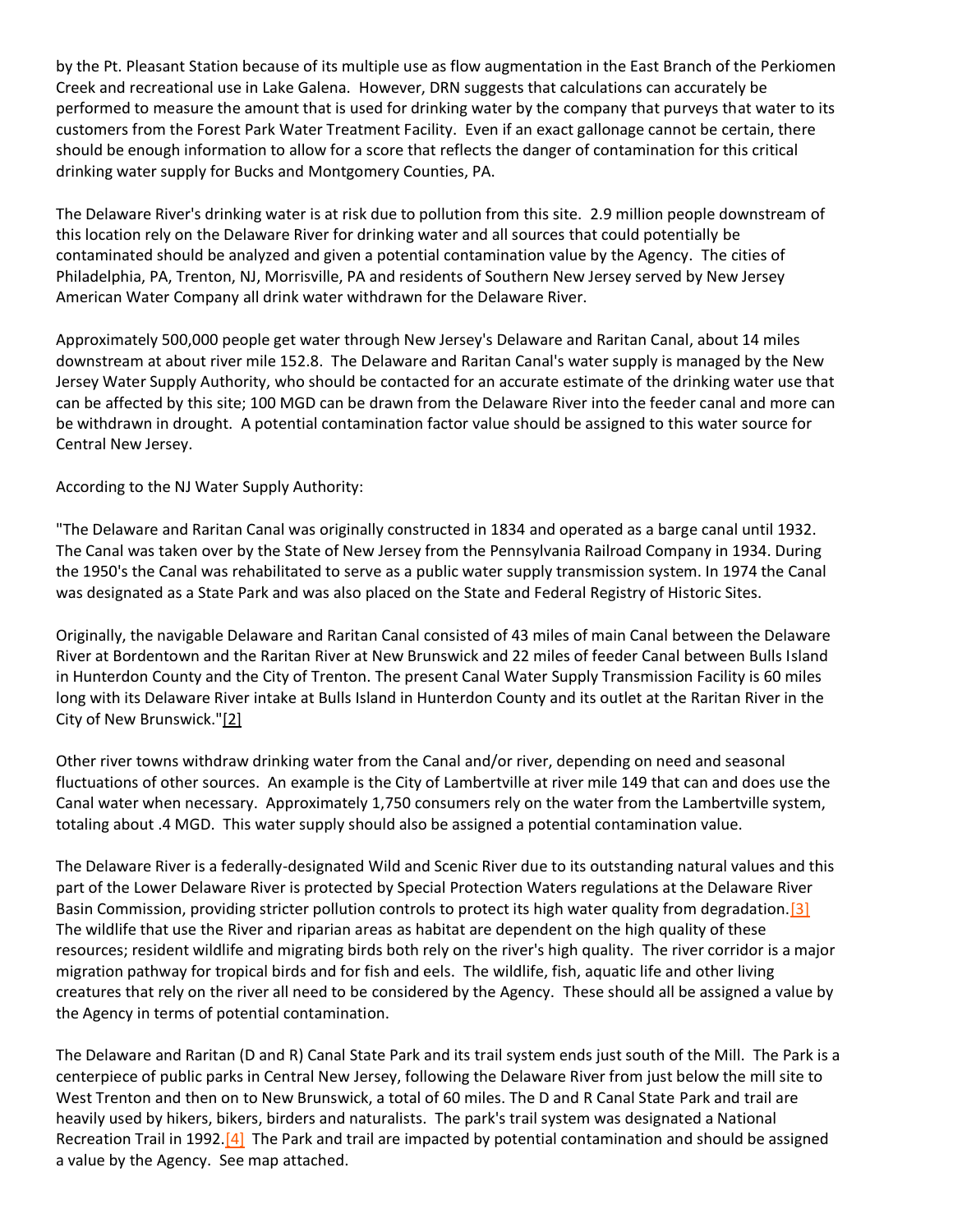by the Pt. Pleasant Station because of its multiple use as flow augmentation in the East Branch of the Perkiomen Creek and recreational use in Lake Galena. However, DRN suggests that calculations can accurately be performed to measure the amount that is used for drinking water by the company that purveys that water to its customers from the Forest Park Water Treatment Facility. Even if an exact gallonage cannot be certain, there should be enough information to allow for a score that reflects the danger of contamination for this critical drinking water supply for Bucks and Montgomery Counties, PA.

The Delaware River's drinking water is at risk due to pollution from this site. 2.9 million people downstream of this location rely on the Delaware River for drinking water and all sources that could potentially be contaminated should be analyzed and given a potential contamination value by the Agency. The cities of Philadelphia, PA, Trenton, NJ, Morrisville, PA and residents of Southern New Jersey served by New Jersey American Water Company all drink water withdrawn for the Delaware River.

Approximately 500,000 people get water through New Jersey's Delaware and Raritan Canal, about 14 miles downstream at about river mile 152.8. The Delaware and Raritan Canal's water supply is managed by the New Jersey Water Supply Authority, who should be contacted for an accurate estimate of the drinking water use that can be affected by this site; 100 MGD can be drawn from the Delaware River into the feeder canal and more can be withdrawn in drought. A potential contamination factor value should be assigned to this water source for Central New Jersey.

According to the NJ Water Supply Authority:

"The Delaware and Raritan Canal was originally constructed in 1834 and operated as a barge canal until 1932. The Canal was taken over by the State of New Jersey from the Pennsylvania Railroad Company in 1934. During the 1950's the Canal was rehabilitated to serve as a public water supply transmission system. In 1974 the Canal was designated as a State Park and was also placed on the State and Federal Registry of Historic Sites.

Originally, the navigable Delaware and Raritan Canal consisted of 43 miles of main Canal between the Delaware River at Bordentown and the Raritan River at New Brunswick and 22 miles of feeder Canal between Bulls Island in Hunterdon County and the City of Trenton. The present Canal Water Supply Transmission Facility is 60 miles long with its Delaware River intake at Bulls Island in Hunterdon County and its outlet at the Raritan River in the City of New Brunswick."[2]

Other river towns withdraw drinking water from the Canal and/or river, depending on need and seasonal fluctuations of other sources. An example is the City of Lambertville at river mile 149 that can and does use the Canal water when necessary. Approximately 1,750 consumers rely on the water from the Lambertville system, totaling about .4 MGD. This water supply should also be assigned a potential contamination value.

The Delaware River is a federally-designated Wild and Scenic River due to its outstanding natural values and this part of the Lower Delaware River is protected by Special Protection Waters regulations at the Delaware River Basin Commission, providing stricter pollution controls to protect its high water quality from degradation.[3] The wildlife that use the River and riparian areas as habitat are dependent on the high quality of these resources; resident wildlife and migrating birds both rely on the river's high quality. The river corridor is a major migration pathway for tropical birds and for fish and eels. The wildlife, fish, aquatic life and other living creatures that rely on the river all need to be considered by the Agency. These should all be assigned a value by the Agency in terms of potential contamination.

The Delaware and Raritan (D and R) Canal State Park and its trail system ends just south of the Mill. The Park is a centerpiece of public parks in Central New Jersey, following the Delaware River from just below the mill site to West Trenton and then on to New Brunswick, a total of 60 miles. The D and R Canal State Park and trail are heavily used by hikers, bikers, birders and naturalists. The park's trail system was designated a National Recreation Trail in 1992.[4] The Park and trail are impacted by potential contamination and should be assigned a value by the Agency. See map attached.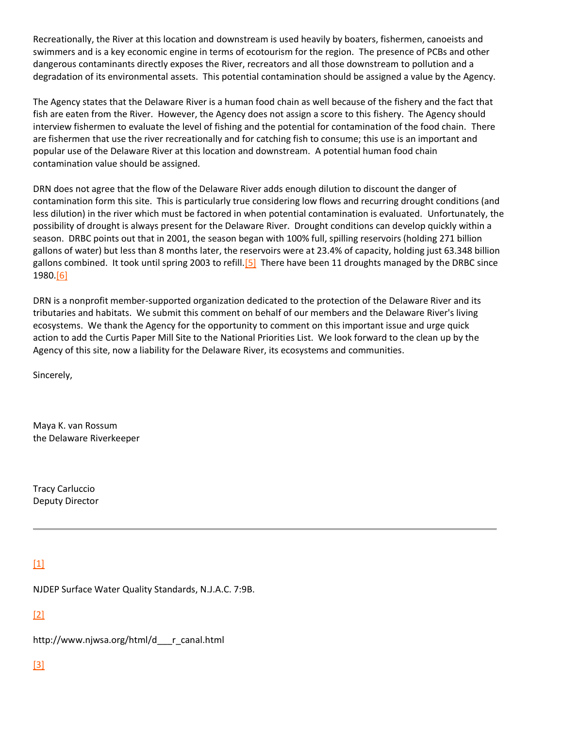Recreationally, the River at this location and downstream is used heavily by boaters, fishermen, canoeists and swimmers and is a key economic engine in terms of ecotourism for the region. The presence of PCBs and other dangerous contaminants directly exposes the River, recreators and all those downstream to pollution and a degradation of its environmental assets. This potential contamination should be assigned a value by the Agency.

The Agency states that the Delaware River is a human food chain as well because of the fishery and the fact that fish are eaten from the River. However, the Agency does not assign a score to this fishery. The Agency should interview fishermen to evaluate the level of fishing and the potential for contamination of the food chain. There are fishermen that use the river recreationally and for catching fish to consume; this use is an important and popular use of the Delaware River at this location and downstream. A potential human food chain contamination value should be assigned.

DRN does not agree that the flow of the Delaware River adds enough dilution to discount the danger of contamination form this site. This is particularly true considering low flows and recurring drought conditions (and less dilution) in the river which must be factored in when potential contamination is evaluated. Unfortunately, the possibility of drought is always present for the Delaware River. Drought conditions can develop quickly within a season. DRBC points out that in 2001, the season began with 100% full, spilling reservoirs (holding 271 billion gallons of water) but less than 8 months later, the reservoirs were at 23.4% of capacity, holding just 63.348 billion gallons combined. It took until spring 2003 to refill.[5] There have been 11 droughts managed by the DRBC since 1980.[6]

DRN is a nonprofit member-supported organization dedicated to the protection of the Delaware River and its tributaries and habitats. We submit this comment on behalf of our members and the Delaware River's living ecosystems. We thank the Agency for the opportunity to comment on this important issue and urge quick action to add the Curtis Paper Mill Site to the National Priorities List. We look forward to the clean up by the Agency of this site, now a liability for the Delaware River, its ecosystems and communities.

Sincerely,

Maya K. van Rossum
the Delaware Riverkeeper

Tracy Carluccio
Deputy Director

---

[1]

NJDEP Surface Water Quality Standards, N.J.A.C. 7:9B.

[2]

http://www.njwsa.org/html/d___r_canal.html

[3]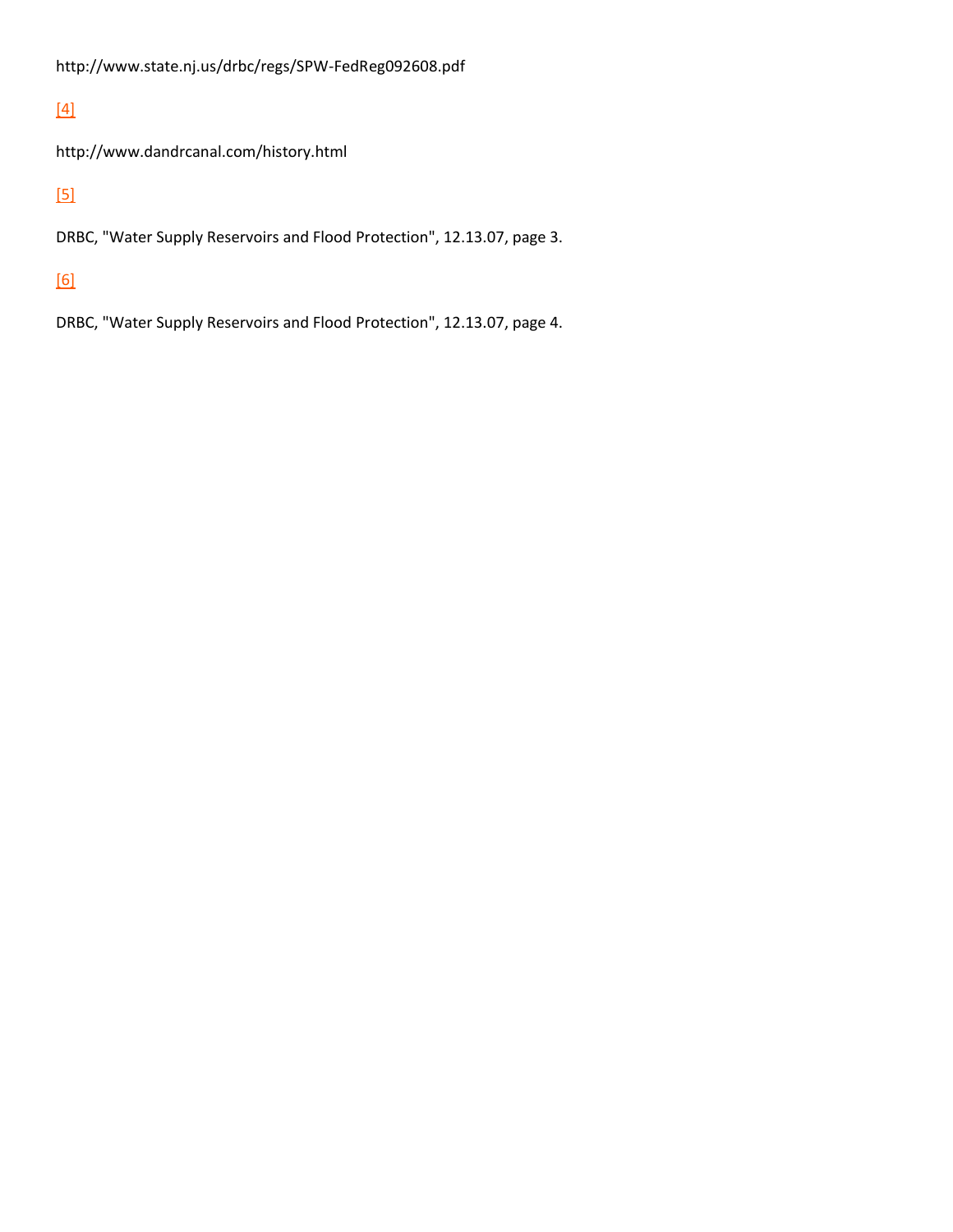http://www.state.nj.us/drbc/regs/SPW-FedReg092608.pdf

[4]

http://www.dandrcanal.com/history.html

[5]

DRBC, "Water Supply Reservoirs and Flood Protection", 12.13.07, page 3.

[6]

DRBC, "Water Supply Reservoirs and Flood Protection", 12.13.07, page 4.